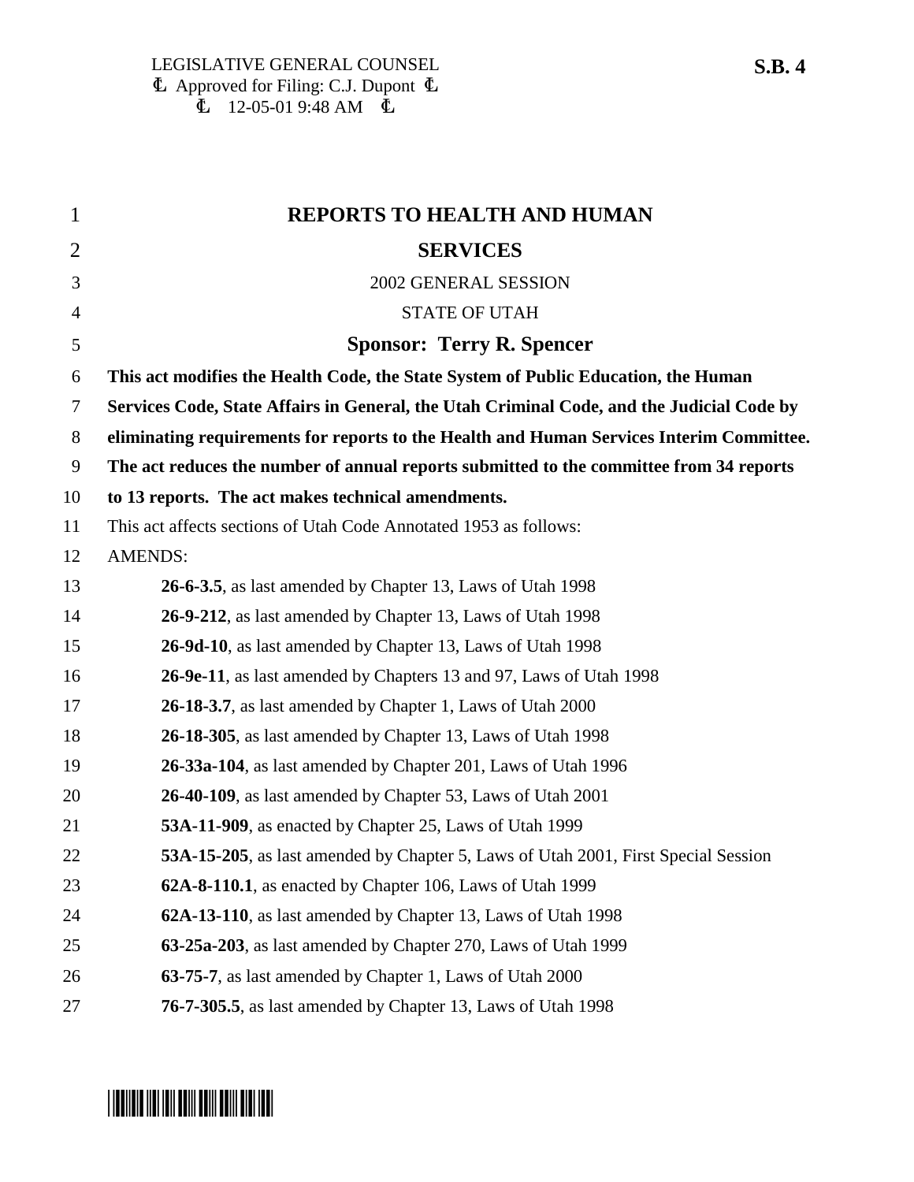LEGISLATIVE GENERAL COUNSEL
Ꞓ Approved for Filing: C.J. Dupont Ꞓ
Ꞓ 12-05-01 9:48 AM Ꞓ

**S.B. 4**

# REPORTS TO HEALTH AND HUMAN SERVICES

2002 GENERAL SESSION

STATE OF UTAH

**Sponsor: Terry R. Spencer**

**This act modifies the Health Code, the State System of Public Education, the Human Services Code, State Affairs in General, the Utah Criminal Code, and the Judicial Code by eliminating requirements for reports to the Health and Human Services Interim Committee. The act reduces the number of annual reports submitted to the committee from 34 reports to 13 reports. The act makes technical amendments.**

This act affects sections of Utah Code Annotated 1953 as follows:

AMENDS:

**26-6-3.5**, as last amended by Chapter 13, Laws of Utah 1998

**26-9-212**, as last amended by Chapter 13, Laws of Utah 1998

**26-9d-10**, as last amended by Chapter 13, Laws of Utah 1998

**26-9e-11**, as last amended by Chapters 13 and 97, Laws of Utah 1998

**26-18-3.7**, as last amended by Chapter 1, Laws of Utah 2000

**26-18-305**, as last amended by Chapter 13, Laws of Utah 1998

**26-33a-104**, as last amended by Chapter 201, Laws of Utah 1996

**26-40-109**, as last amended by Chapter 53, Laws of Utah 2001

**53A-11-909**, as enacted by Chapter 25, Laws of Utah 1999

**53A-15-205**, as last amended by Chapter 5, Laws of Utah 2001, First Special Session

**62A-8-110.1**, as enacted by Chapter 106, Laws of Utah 1999

**62A-13-110**, as last amended by Chapter 13, Laws of Utah 1998

**63-25a-203**, as last amended by Chapter 270, Laws of Utah 1999

**63-75-7**, as last amended by Chapter 1, Laws of Utah 2000

**76-7-305.5**, as last amended by Chapter 13, Laws of Utah 1998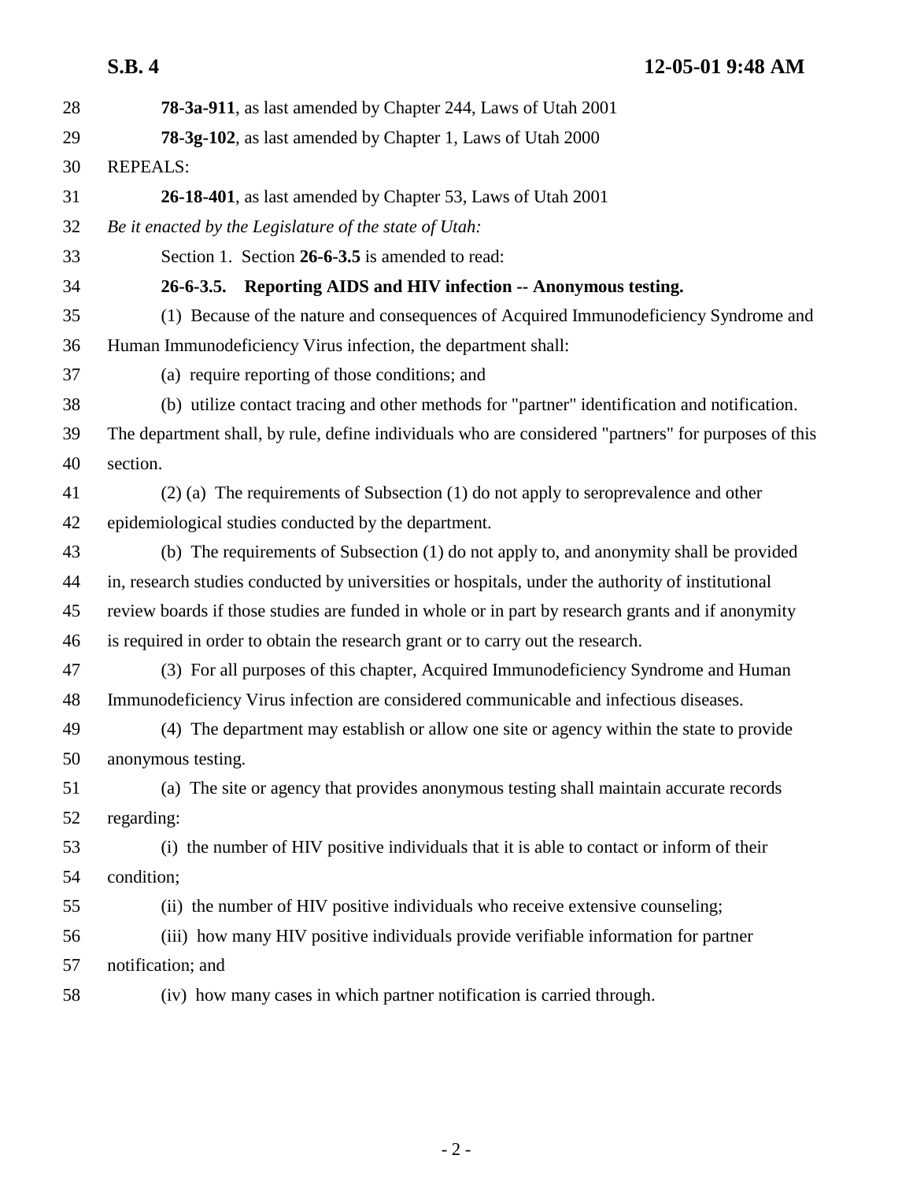**78-3a-911**, as last amended by Chapter 244, Laws of Utah 2001

**78-3g-102**, as last amended by Chapter 1, Laws of Utah 2000

REPEALS:

**26-18-401**, as last amended by Chapter 53, Laws of Utah 2001

*Be it enacted by the Legislature of the state of Utah:*

Section 1. Section **26-6-3.5** is amended to read:

**26-6-3.5. Reporting AIDS and HIV infection -- Anonymous testing.**

(1) Because of the nature and consequences of Acquired Immunodeficiency Syndrome and Human Immunodeficiency Virus infection, the department shall:

(a) require reporting of those conditions; and

(b) utilize contact tracing and other methods for "partner" identification and notification. The department shall, by rule, define individuals who are considered "partners" for purposes of this section.

(2) (a) The requirements of Subsection (1) do not apply to seroprevalence and other epidemiological studies conducted by the department.

(b) The requirements of Subsection (1) do not apply to, and anonymity shall be provided in, research studies conducted by universities or hospitals, under the authority of institutional review boards if those studies are funded in whole or in part by research grants and if anonymity is required in order to obtain the research grant or to carry out the research.

(3) For all purposes of this chapter, Acquired Immunodeficiency Syndrome and Human Immunodeficiency Virus infection are considered communicable and infectious diseases.

(4) The department may establish or allow one site or agency within the state to provide anonymous testing.

(a) The site or agency that provides anonymous testing shall maintain accurate records regarding:

(i) the number of HIV positive individuals that it is able to contact or inform of their condition;

(ii) the number of HIV positive individuals who receive extensive counseling;

(iii) how many HIV positive individuals provide verifiable information for partner notification; and

(iv) how many cases in which partner notification is carried through.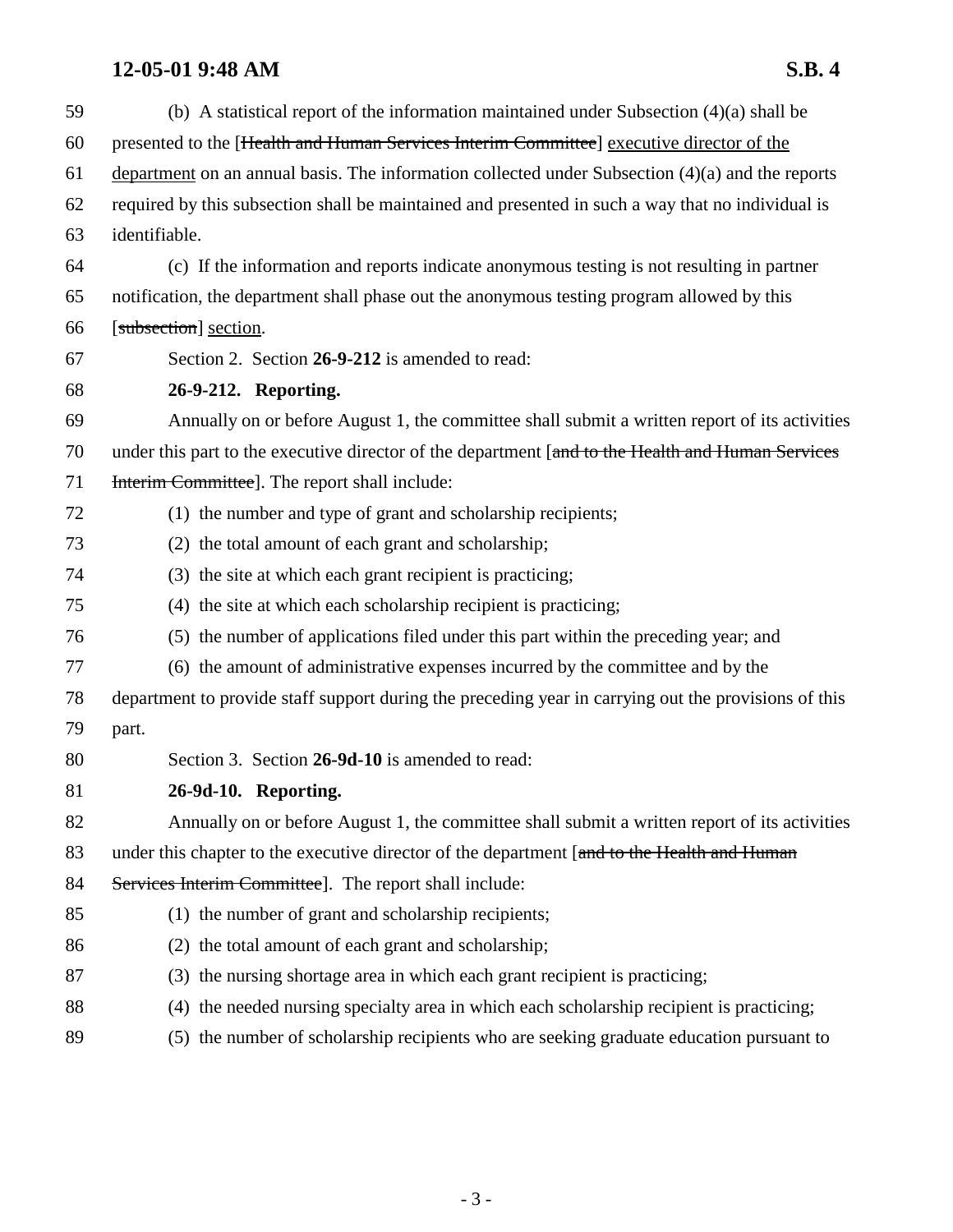59 (b) A statistical report of the information maintained under Subsection (4)(a) shall be
60 presented to the [~~Health and Human Services Interim Committee~~] executive director of the
61 department on an annual basis. The information collected under Subsection (4)(a) and the reports
62 required by this subsection shall be maintained and presented in such a way that no individual is
63 identifiable.

64 (c) If the information and reports indicate anonymous testing is not resulting in partner
65 notification, the department shall phase out the anonymous testing program allowed by this
66 [~~subsection~~] section.

67 Section 2. Section **26-9-212** is amended to read:

68 **26-9-212. Reporting.**

69 Annually on or before August 1, the committee shall submit a written report of its activities
70 under this part to the executive director of the department [~~and to the Health and Human Services~~
71 ~~Interim Committee~~]. The report shall include:

72 (1) the number and type of grant and scholarship recipients;

73 (2) the total amount of each grant and scholarship;

74 (3) the site at which each grant recipient is practicing;

75 (4) the site at which each scholarship recipient is practicing;

76 (5) the number of applications filed under this part within the preceding year; and

77 (6) the amount of administrative expenses incurred by the committee and by the
78 department to provide staff support during the preceding year in carrying out the provisions of this
79 part.

80 Section 3. Section **26-9d-10** is amended to read:

81 **26-9d-10. Reporting.**

82 Annually on or before August 1, the committee shall submit a written report of its activities
83 under this chapter to the executive director of the department [~~and to the Health and Human~~
84 ~~Services Interim Committee~~]. The report shall include:

85 (1) the number of grant and scholarship recipients;

86 (2) the total amount of each grant and scholarship;

87 (3) the nursing shortage area in which each grant recipient is practicing;

88 (4) the needed nursing specialty area in which each scholarship recipient is practicing;

89 (5) the number of scholarship recipients who are seeking graduate education pursuant to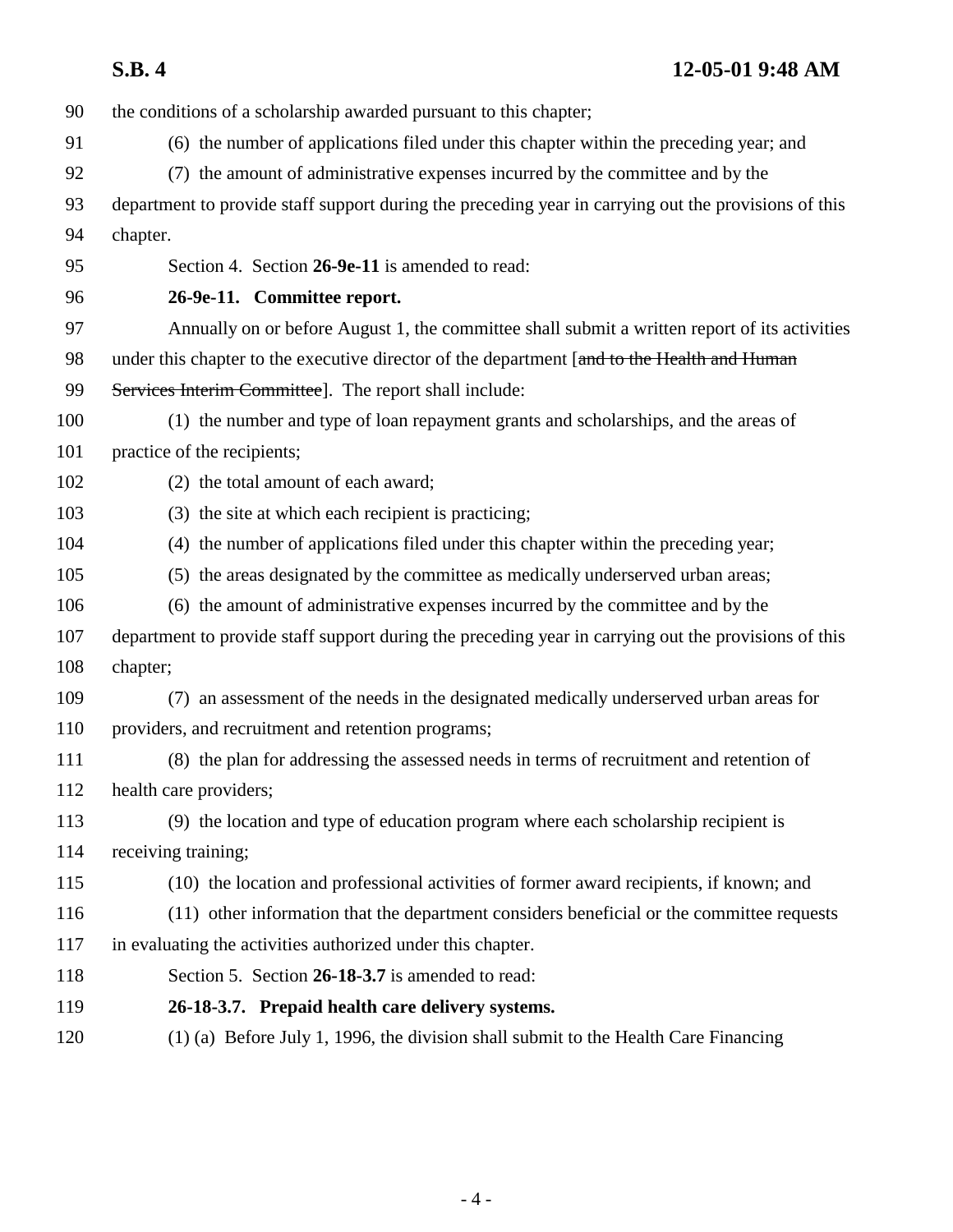the conditions of a scholarship awarded pursuant to this chapter;

(6) the number of applications filed under this chapter within the preceding year; and

(7) the amount of administrative expenses incurred by the committee and by the department to provide staff support during the preceding year in carrying out the provisions of this chapter.

Section 4. Section **26-9e-11** is amended to read:

**26-9e-11. Committee report.**

Annually on or before August 1, the committee shall submit a written report of its activities under this chapter to the executive director of the department [~~and to the Health and Human Services Interim Committee~~]. The report shall include:

(1) the number and type of loan repayment grants and scholarships, and the areas of practice of the recipients;

(2) the total amount of each award;

(3) the site at which each recipient is practicing;

(4) the number of applications filed under this chapter within the preceding year;

(5) the areas designated by the committee as medically underserved urban areas;

(6) the amount of administrative expenses incurred by the committee and by the department to provide staff support during the preceding year in carrying out the provisions of this chapter;

(7) an assessment of the needs in the designated medically underserved urban areas for providers, and recruitment and retention programs;

(8) the plan for addressing the assessed needs in terms of recruitment and retention of health care providers;

(9) the location and type of education program where each scholarship recipient is receiving training;

(10) the location and professional activities of former award recipients, if known; and

(11) other information that the department considers beneficial or the committee requests in evaluating the activities authorized under this chapter.

Section 5. Section **26-18-3.7** is amended to read:

**26-18-3.7. Prepaid health care delivery systems.**

(1) (a) Before July 1, 1996, the division shall submit to the Health Care Financing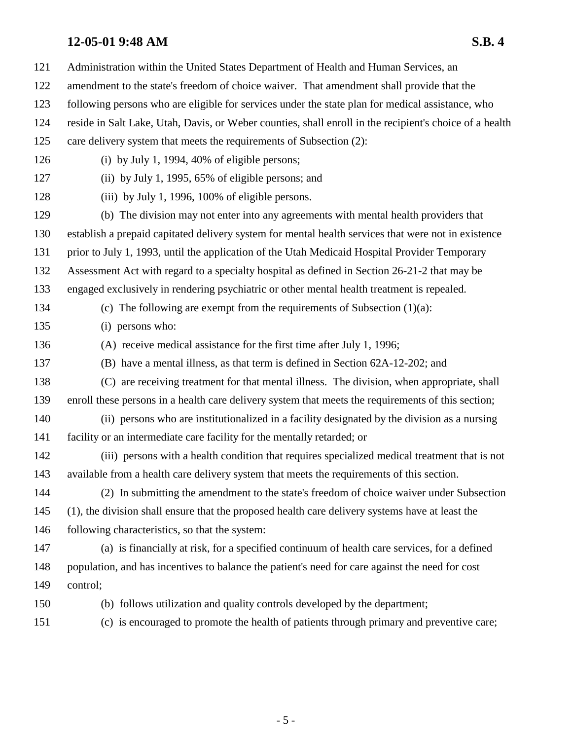Administration within the United States Department of Health and Human Services, an amendment to the state's freedom of choice waiver. That amendment shall provide that the following persons who are eligible for services under the state plan for medical assistance, who reside in Salt Lake, Utah, Davis, or Weber counties, shall enroll in the recipient's choice of a health care delivery system that meets the requirements of Subsection (2):

(i) by July 1, 1994, 40% of eligible persons;

(ii) by July 1, 1995, 65% of eligible persons; and

(iii) by July 1, 1996, 100% of eligible persons.

(b) The division may not enter into any agreements with mental health providers that establish a prepaid capitated delivery system for mental health services that were not in existence prior to July 1, 1993, until the application of the Utah Medicaid Hospital Provider Temporary Assessment Act with regard to a specialty hospital as defined in Section 26-21-2 that may be engaged exclusively in rendering psychiatric or other mental health treatment is repealed.

(c) The following are exempt from the requirements of Subsection (1)(a):

(i) persons who:

(A) receive medical assistance for the first time after July 1, 1996;

(B) have a mental illness, as that term is defined in Section 62A-12-202; and

(C) are receiving treatment for that mental illness. The division, when appropriate, shall enroll these persons in a health care delivery system that meets the requirements of this section;

(ii) persons who are institutionalized in a facility designated by the division as a nursing facility or an intermediate care facility for the mentally retarded; or

(iii) persons with a health condition that requires specialized medical treatment that is not available from a health care delivery system that meets the requirements of this section.

(2) In submitting the amendment to the state's freedom of choice waiver under Subsection (1), the division shall ensure that the proposed health care delivery systems have at least the following characteristics, so that the system:

(a) is financially at risk, for a specified continuum of health care services, for a defined population, and has incentives to balance the patient's need for care against the need for cost control;

(b) follows utilization and quality controls developed by the department;

(c) is encouraged to promote the health of patients through primary and preventive care;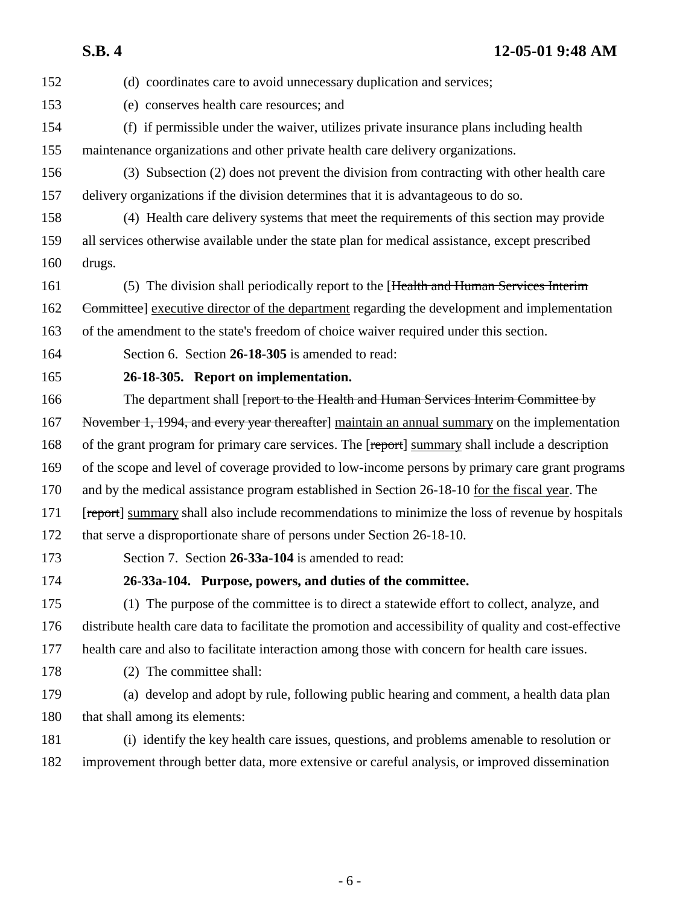(d) coordinates care to avoid unnecessary duplication and services;

(e) conserves health care resources; and

(f) if permissible under the waiver, utilizes private insurance plans including health maintenance organizations and other private health care delivery organizations.

(3) Subsection (2) does not prevent the division from contracting with other health care delivery organizations if the division determines that it is advantageous to do so.

(4) Health care delivery systems that meet the requirements of this section may provide all services otherwise available under the state plan for medical assistance, except prescribed drugs.

(5) The division shall periodically report to the [~~Health and Human Services Interim Committee~~] <u>executive director of the department</u> regarding the development and implementation of the amendment to the state's freedom of choice waiver required under this section.

Section 6. Section **26-18-305** is amended to read:

**26-18-305. Report on implementation.**

The department shall [~~report to the Health and Human Services Interim Committee by November 1, 1994, and every year thereafter~~] <u>maintain an annual summary</u> on the implementation of the grant program for primary care services. The [~~report~~] <u>summary</u> shall include a description of the scope and level of coverage provided to low-income persons by primary care grant programs and by the medical assistance program established in Section 26-18-10 <u>for the fiscal year</u>. The [~~report~~] <u>summary</u> shall also include recommendations to minimize the loss of revenue by hospitals that serve a disproportionate share of persons under Section 26-18-10.

Section 7. Section **26-33a-104** is amended to read:

**26-33a-104. Purpose, powers, and duties of the committee.**

(1) The purpose of the committee is to direct a statewide effort to collect, analyze, and distribute health care data to facilitate the promotion and accessibility of quality and cost-effective health care and also to facilitate interaction among those with concern for health care issues.

(2) The committee shall:

(a) develop and adopt by rule, following public hearing and comment, a health data plan that shall among its elements:

(i) identify the key health care issues, questions, and problems amenable to resolution or improvement through better data, more extensive or careful analysis, or improved dissemination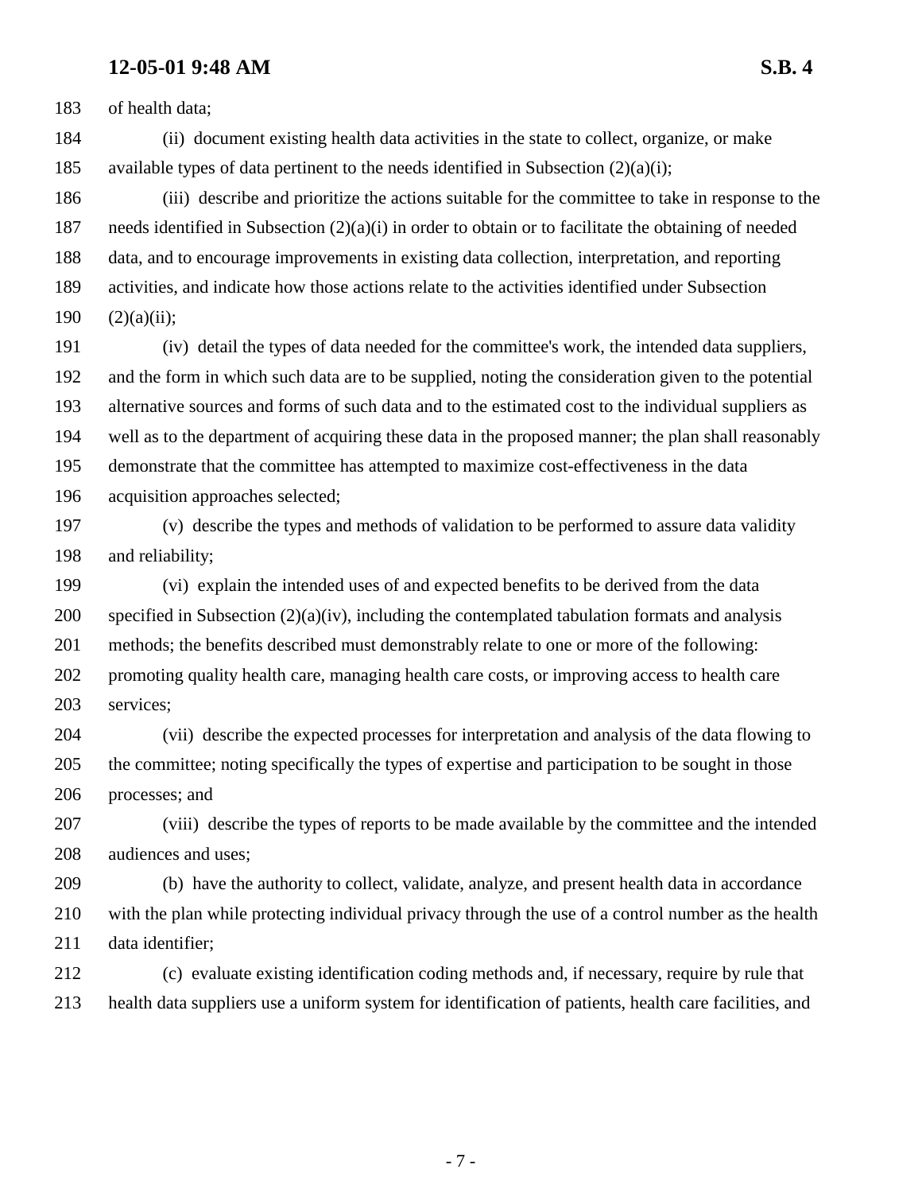of health data;

(ii) document existing health data activities in the state to collect, organize, or make available types of data pertinent to the needs identified in Subsection (2)(a)(i);

(iii) describe and prioritize the actions suitable for the committee to take in response to the needs identified in Subsection (2)(a)(i) in order to obtain or to facilitate the obtaining of needed data, and to encourage improvements in existing data collection, interpretation, and reporting activities, and indicate how those actions relate to the activities identified under Subsection (2)(a)(ii);

(iv) detail the types of data needed for the committee's work, the intended data suppliers, and the form in which such data are to be supplied, noting the consideration given to the potential alternative sources and forms of such data and to the estimated cost to the individual suppliers as well as to the department of acquiring these data in the proposed manner; the plan shall reasonably demonstrate that the committee has attempted to maximize cost-effectiveness in the data acquisition approaches selected;

(v) describe the types and methods of validation to be performed to assure data validity and reliability;

(vi) explain the intended uses of and expected benefits to be derived from the data specified in Subsection (2)(a)(iv), including the contemplated tabulation formats and analysis methods; the benefits described must demonstrably relate to one or more of the following: promoting quality health care, managing health care costs, or improving access to health care services;

(vii) describe the expected processes for interpretation and analysis of the data flowing to the committee; noting specifically the types of expertise and participation to be sought in those processes; and

(viii) describe the types of reports to be made available by the committee and the intended audiences and uses;

(b) have the authority to collect, validate, analyze, and present health data in accordance with the plan while protecting individual privacy through the use of a control number as the health data identifier;

(c) evaluate existing identification coding methods and, if necessary, require by rule that health data suppliers use a uniform system for identification of patients, health care facilities, and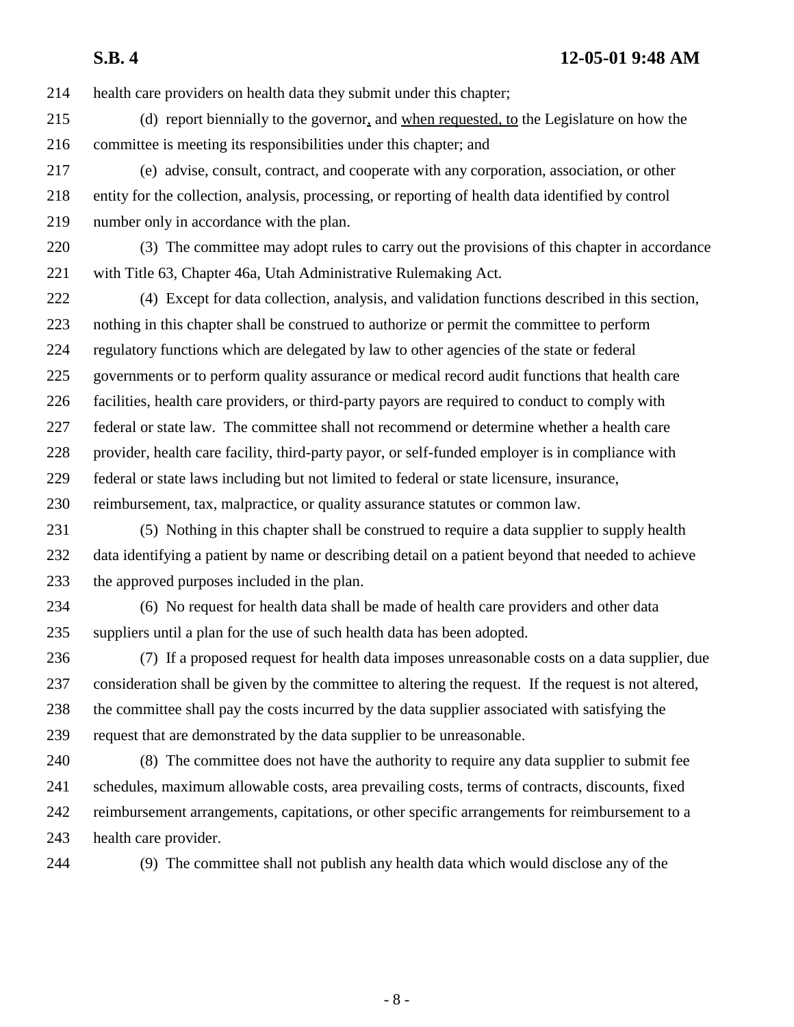health care providers on health data they submit under this chapter;

(d) report biennially to the governor, and when requested, to the Legislature on how the committee is meeting its responsibilities under this chapter; and

(e) advise, consult, contract, and cooperate with any corporation, association, or other entity for the collection, analysis, processing, or reporting of health data identified by control number only in accordance with the plan.

(3) The committee may adopt rules to carry out the provisions of this chapter in accordance with Title 63, Chapter 46a, Utah Administrative Rulemaking Act.

(4) Except for data collection, analysis, and validation functions described in this section, nothing in this chapter shall be construed to authorize or permit the committee to perform regulatory functions which are delegated by law to other agencies of the state or federal governments or to perform quality assurance or medical record audit functions that health care facilities, health care providers, or third-party payors are required to conduct to comply with federal or state law. The committee shall not recommend or determine whether a health care provider, health care facility, third-party payor, or self-funded employer is in compliance with federal or state laws including but not limited to federal or state licensure, insurance, reimbursement, tax, malpractice, or quality assurance statutes or common law.

(5) Nothing in this chapter shall be construed to require a data supplier to supply health data identifying a patient by name or describing detail on a patient beyond that needed to achieve the approved purposes included in the plan.

(6) No request for health data shall be made of health care providers and other data suppliers until a plan for the use of such health data has been adopted.

(7) If a proposed request for health data imposes unreasonable costs on a data supplier, due consideration shall be given by the committee to altering the request. If the request is not altered, the committee shall pay the costs incurred by the data supplier associated with satisfying the request that are demonstrated by the data supplier to be unreasonable.

(8) The committee does not have the authority to require any data supplier to submit fee schedules, maximum allowable costs, area prevailing costs, terms of contracts, discounts, fixed reimbursement arrangements, capitations, or other specific arrangements for reimbursement to a health care provider.

(9) The committee shall not publish any health data which would disclose any of the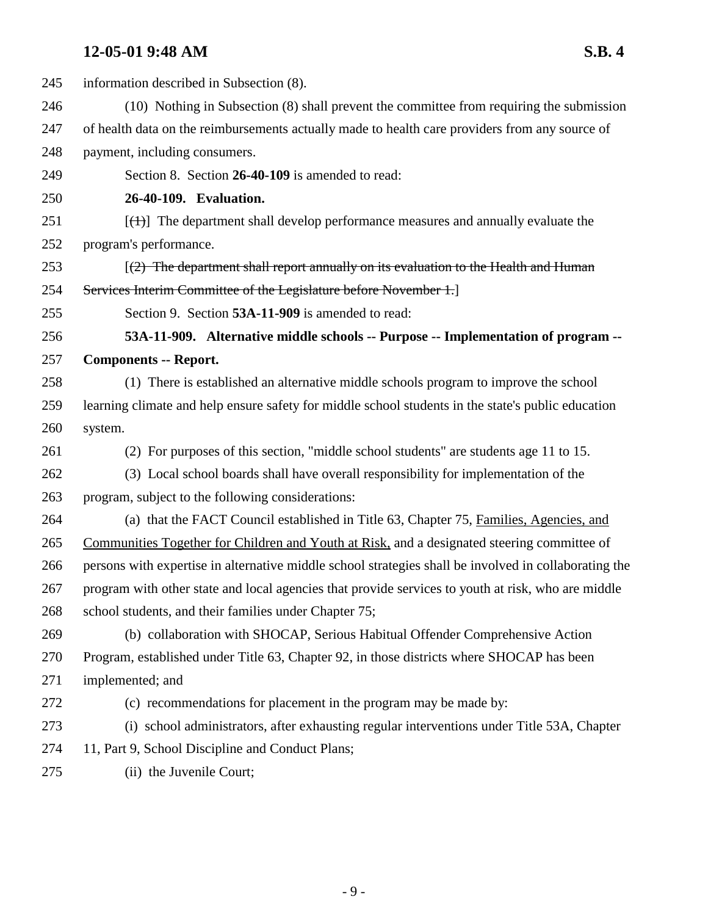information described in Subsection (8).

(10) Nothing in Subsection (8) shall prevent the committee from requiring the submission of health data on the reimbursements actually made to health care providers from any source of payment, including consumers.

Section 8. Section **26-40-109** is amended to read:

**26-40-109. Evaluation.**

[~~(1)~~] The department shall develop performance measures and annually evaluate the program's performance.

[~~(2) The department shall report annually on its evaluation to the Health and Human Services Interim Committee of the Legislature before November 1.~~]

Section 9. Section **53A-11-909** is amended to read:

**53A-11-909. Alternative middle schools -- Purpose -- Implementation of program -- Components -- Report.**

(1) There is established an alternative middle schools program to improve the school learning climate and help ensure safety for middle school students in the state's public education system.

(2) For purposes of this section, "middle school students" are students age 11 to 15.

(3) Local school boards shall have overall responsibility for implementation of the program, subject to the following considerations:

(a) that the FACT Council established in Title 63, Chapter 75, <u>Families, Agencies, and Communities Together for Children and Youth at Risk,</u> and a designated steering committee of persons with expertise in alternative middle school strategies shall be involved in collaborating the program with other state and local agencies that provide services to youth at risk, who are middle school students, and their families under Chapter 75;

(b) collaboration with SHOCAP, Serious Habitual Offender Comprehensive Action Program, established under Title 63, Chapter 92, in those districts where SHOCAP has been implemented; and

(c) recommendations for placement in the program may be made by:

(i) school administrators, after exhausting regular interventions under Title 53A, Chapter 11, Part 9, School Discipline and Conduct Plans;

(ii) the Juvenile Court;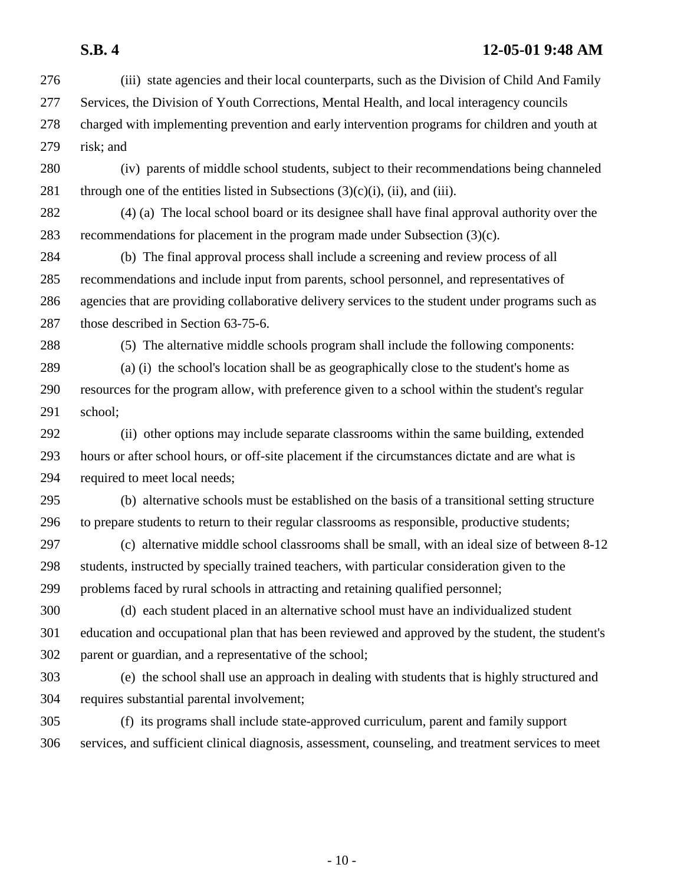(iii) state agencies and their local counterparts, such as the Division of Child And Family Services, the Division of Youth Corrections, Mental Health, and local interagency councils charged with implementing prevention and early intervention programs for children and youth at risk; and

(iv) parents of middle school students, subject to their recommendations being channeled through one of the entities listed in Subsections (3)(c)(i), (ii), and (iii).

(4) (a) The local school board or its designee shall have final approval authority over the recommendations for placement in the program made under Subsection (3)(c).

(b) The final approval process shall include a screening and review process of all recommendations and include input from parents, school personnel, and representatives of agencies that are providing collaborative delivery services to the student under programs such as those described in Section 63-75-6.

(5) The alternative middle schools program shall include the following components:

(a) (i) the school's location shall be as geographically close to the student's home as resources for the program allow, with preference given to a school within the student's regular school;

(ii) other options may include separate classrooms within the same building, extended hours or after school hours, or off-site placement if the circumstances dictate and are what is required to meet local needs;

(b) alternative schools must be established on the basis of a transitional setting structure to prepare students to return to their regular classrooms as responsible, productive students;

(c) alternative middle school classrooms shall be small, with an ideal size of between 8-12 students, instructed by specially trained teachers, with particular consideration given to the problems faced by rural schools in attracting and retaining qualified personnel;

(d) each student placed in an alternative school must have an individualized student education and occupational plan that has been reviewed and approved by the student, the student's parent or guardian, and a representative of the school;

(e) the school shall use an approach in dealing with students that is highly structured and requires substantial parental involvement;

(f) its programs shall include state-approved curriculum, parent and family support services, and sufficient clinical diagnosis, assessment, counseling, and treatment services to meet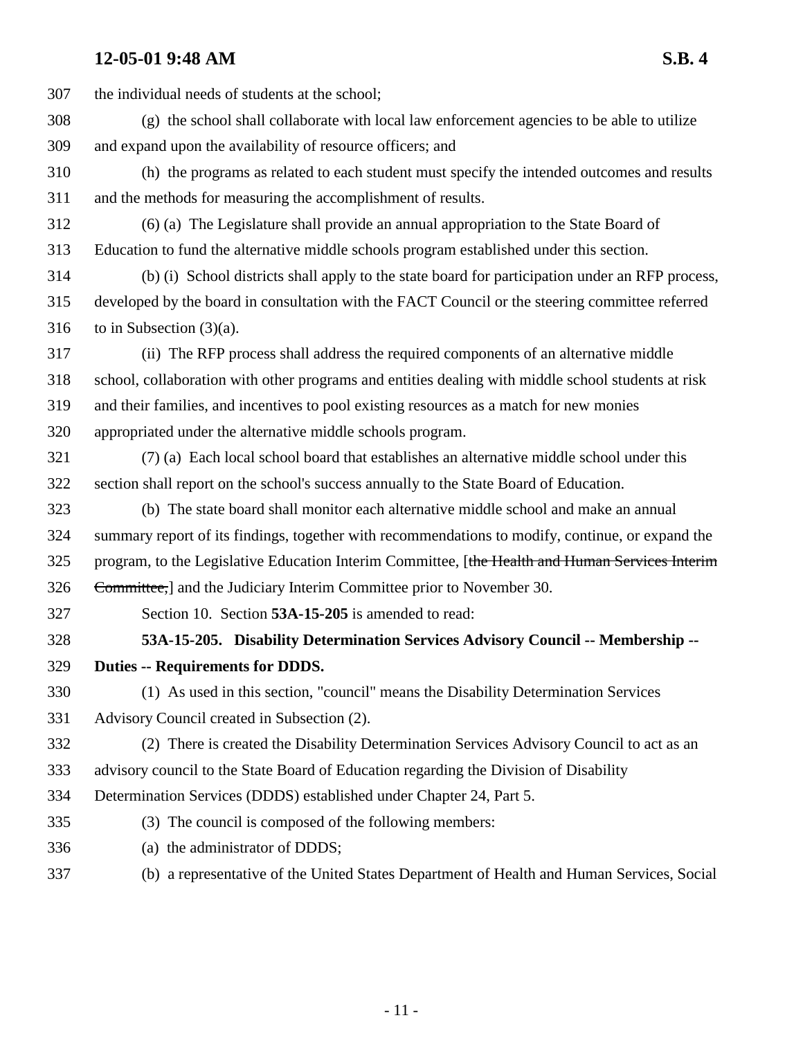the individual needs of students at the school;

(g) the school shall collaborate with local law enforcement agencies to be able to utilize and expand upon the availability of resource officers; and

(h) the programs as related to each student must specify the intended outcomes and results and the methods for measuring the accomplishment of results.

(6) (a) The Legislature shall provide an annual appropriation to the State Board of Education to fund the alternative middle schools program established under this section.

(b) (i) School districts shall apply to the state board for participation under an RFP process, developed by the board in consultation with the FACT Council or the steering committee referred to in Subsection (3)(a).

(ii) The RFP process shall address the required components of an alternative middle school, collaboration with other programs and entities dealing with middle school students at risk and their families, and incentives to pool existing resources as a match for new monies appropriated under the alternative middle schools program.

(7) (a) Each local school board that establishes an alternative middle school under this section shall report on the school's success annually to the State Board of Education.

(b) The state board shall monitor each alternative middle school and make an annual summary report of its findings, together with recommendations to modify, continue, or expand the program, to the Legislative Education Interim Committee, [~~the Health and Human Services Interim Committee,~~] and the Judiciary Interim Committee prior to November 30.

Section 10. Section **53A-15-205** is amended to read:

**53A-15-205. Disability Determination Services Advisory Council -- Membership -- Duties -- Requirements for DDDS.**

(1) As used in this section, "council" means the Disability Determination Services Advisory Council created in Subsection (2).

(2) There is created the Disability Determination Services Advisory Council to act as an advisory council to the State Board of Education regarding the Division of Disability Determination Services (DDDS) established under Chapter 24, Part 5.

(3) The council is composed of the following members:

(a) the administrator of DDDS;

(b) a representative of the United States Department of Health and Human Services, Social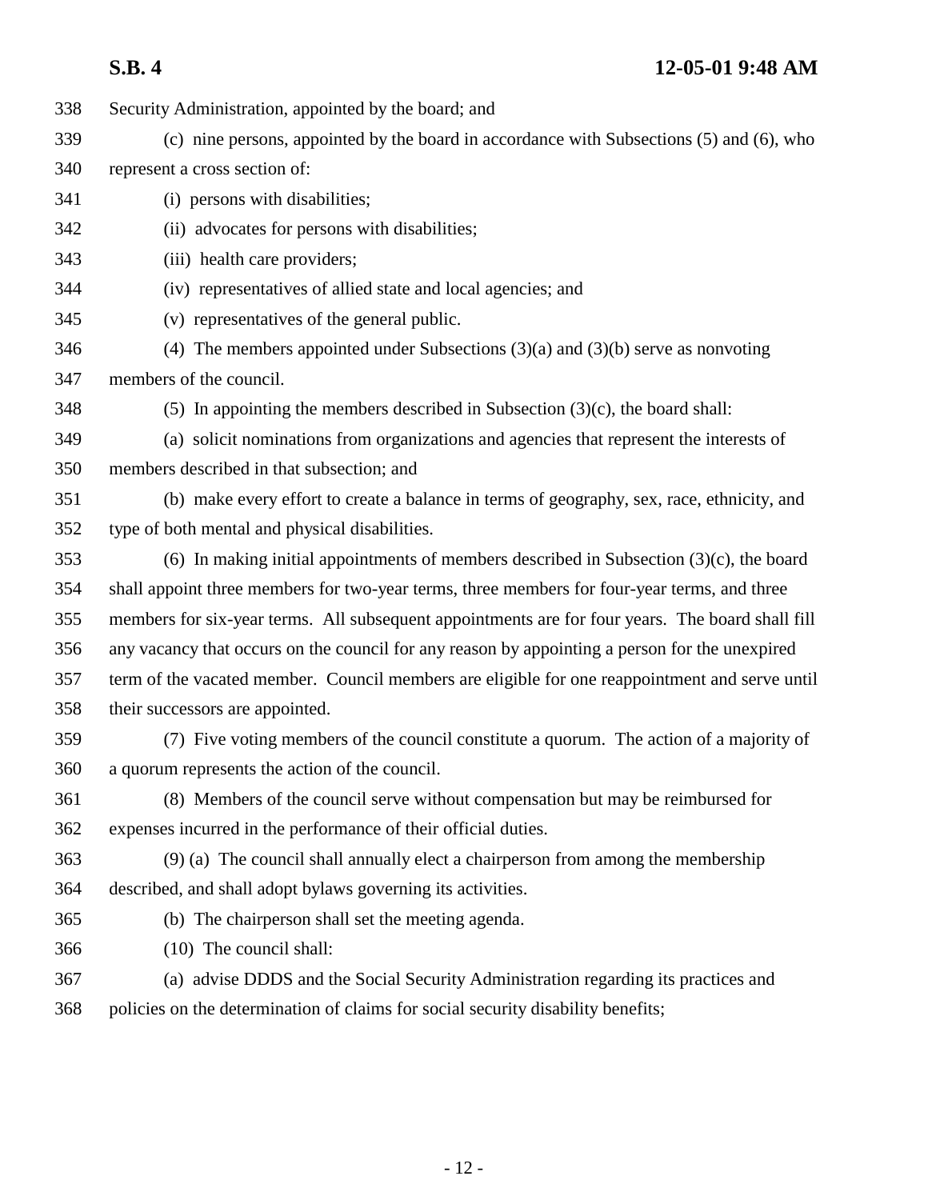338 Security Administration, appointed by the board; and

339 (c) nine persons, appointed by the board in accordance with Subsections (5) and (6), who

340 represent a cross section of:

341 (i) persons with disabilities;

342 (ii) advocates for persons with disabilities;

343 (iii) health care providers;

344 (iv) representatives of allied state and local agencies; and

345 (v) representatives of the general public.

346 (4) The members appointed under Subsections (3)(a) and (3)(b) serve as nonvoting

347 members of the council.

348 (5) In appointing the members described in Subsection (3)(c), the board shall:

349 (a) solicit nominations from organizations and agencies that represent the interests of

350 members described in that subsection; and

351 (b) make every effort to create a balance in terms of geography, sex, race, ethnicity, and

352 type of both mental and physical disabilities.

353 (6) In making initial appointments of members described in Subsection (3)(c), the board

354 shall appoint three members for two-year terms, three members for four-year terms, and three

355 members for six-year terms. All subsequent appointments are for four years. The board shall fill

356 any vacancy that occurs on the council for any reason by appointing a person for the unexpired

357 term of the vacated member. Council members are eligible for one reappointment and serve until

358 their successors are appointed.

359 (7) Five voting members of the council constitute a quorum. The action of a majority of

360 a quorum represents the action of the council.

361 (8) Members of the council serve without compensation but may be reimbursed for

362 expenses incurred in the performance of their official duties.

363 (9) (a) The council shall annually elect a chairperson from among the membership

364 described, and shall adopt bylaws governing its activities.

365 (b) The chairperson shall set the meeting agenda.

366 (10) The council shall:

367 (a) advise DDDS and the Social Security Administration regarding its practices and

368 policies on the determination of claims for social security disability benefits;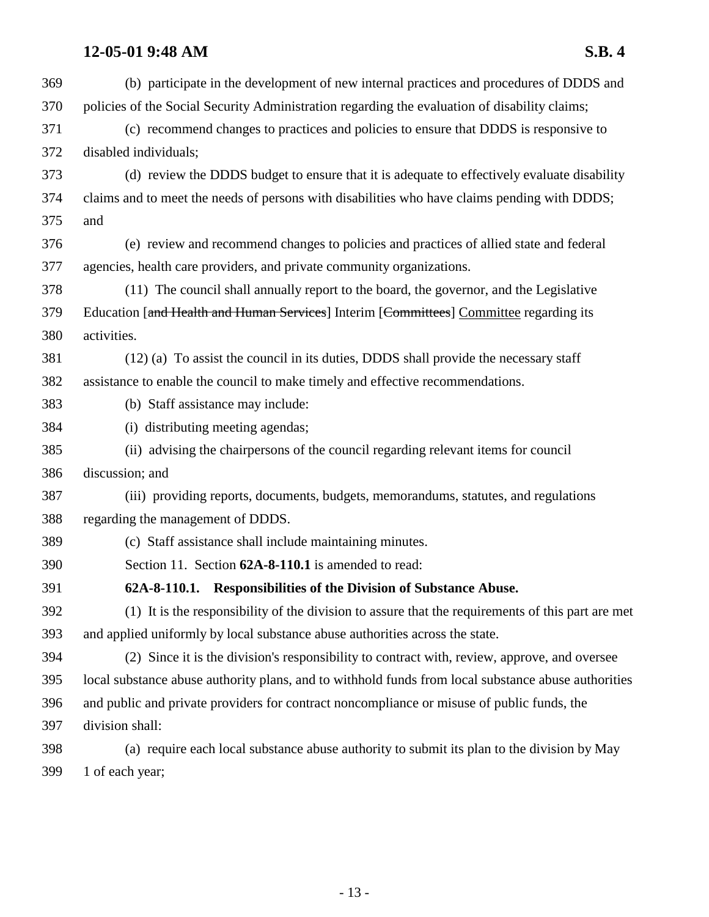(b) participate in the development of new internal practices and procedures of DDDS and policies of the Social Security Administration regarding the evaluation of disability claims;

(c) recommend changes to practices and policies to ensure that DDDS is responsive to disabled individuals;

(d) review the DDDS budget to ensure that it is adequate to effectively evaluate disability claims and to meet the needs of persons with disabilities who have claims pending with DDDS; and

(e) review and recommend changes to policies and practices of allied state and federal agencies, health care providers, and private community organizations.

(11) The council shall annually report to the board, the governor, and the Legislative Education [~~and Health and Human Services~~] Interim [~~Committees~~] Committee regarding its activities.

(12) (a) To assist the council in its duties, DDDS shall provide the necessary staff assistance to enable the council to make timely and effective recommendations.

(b) Staff assistance may include:

(i) distributing meeting agendas;

(ii) advising the chairpersons of the council regarding relevant items for council discussion; and

(iii) providing reports, documents, budgets, memorandums, statutes, and regulations regarding the management of DDDS.

(c) Staff assistance shall include maintaining minutes.

Section 11. Section **62A-8-110.1** is amended to read:

**62A-8-110.1. Responsibilities of the Division of Substance Abuse.**

(1) It is the responsibility of the division to assure that the requirements of this part are met and applied uniformly by local substance abuse authorities across the state.

(2) Since it is the division's responsibility to contract with, review, approve, and oversee local substance abuse authority plans, and to withhold funds from local substance abuse authorities and public and private providers for contract noncompliance or misuse of public funds, the division shall:

(a) require each local substance abuse authority to submit its plan to the division by May 1 of each year;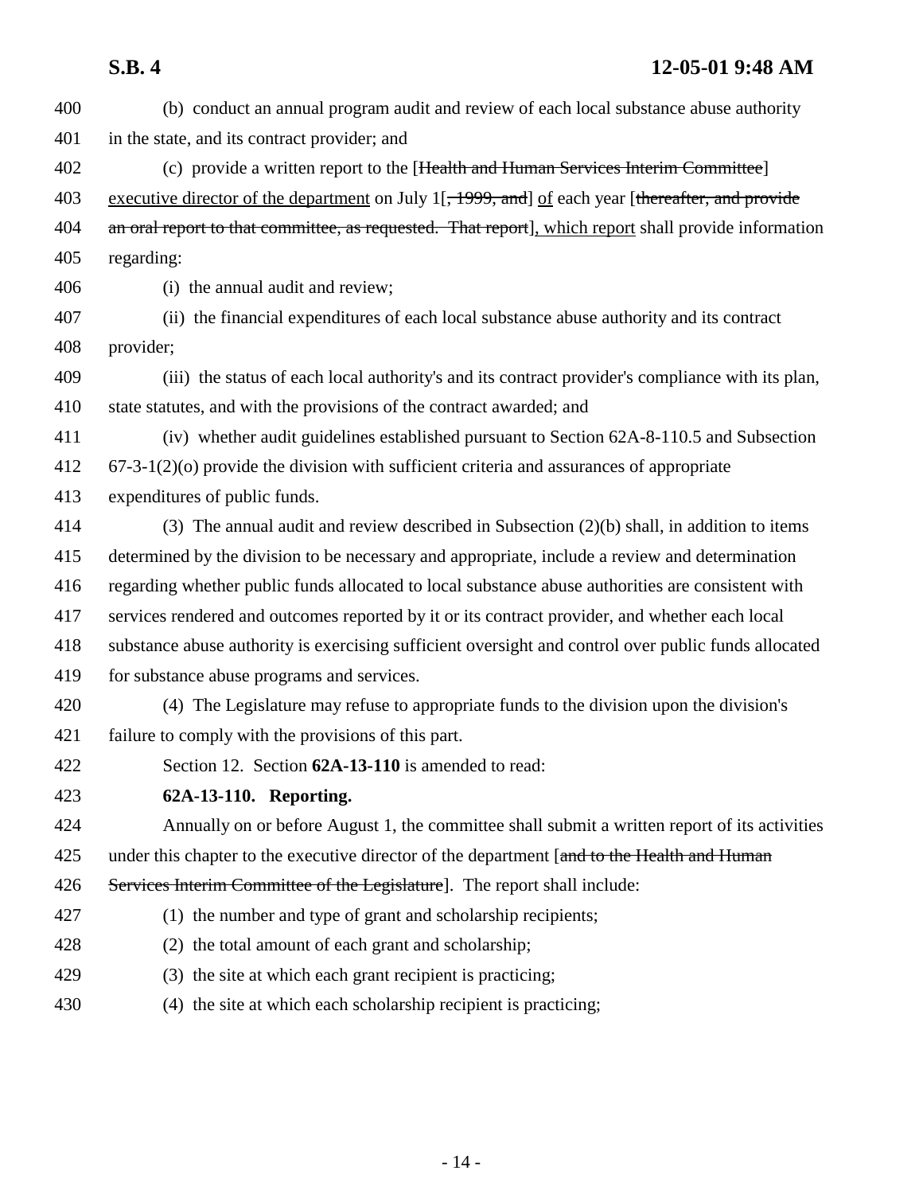400 (b) conduct an annual program audit and review of each local substance abuse authority
401 in the state, and its contract provider; and

402 (c) provide a written report to the [~~Health and Human Services Interim Committee~~]
403 <u>executive director of the department</u> on July 1[~~, 1999, and~~] <u>of</u> each year [~~thereafter, and provide~~
404 ~~an oral report to that committee, as requested. That report~~]<u>, which report</u> shall provide information
405 regarding:

406 (i) the annual audit and review;

407 (ii) the financial expenditures of each local substance abuse authority and its contract
408 provider;

409 (iii) the status of each local authority's and its contract provider's compliance with its plan,
410 state statutes, and with the provisions of the contract awarded; and

411 (iv) whether audit guidelines established pursuant to Section 62A-8-110.5 and Subsection
412 67-3-1(2)(o) provide the division with sufficient criteria and assurances of appropriate
413 expenditures of public funds.

414 (3) The annual audit and review described in Subsection (2)(b) shall, in addition to items
415 determined by the division to be necessary and appropriate, include a review and determination
416 regarding whether public funds allocated to local substance abuse authorities are consistent with
417 services rendered and outcomes reported by it or its contract provider, and whether each local
418 substance abuse authority is exercising sufficient oversight and control over public funds allocated
419 for substance abuse programs and services.

420 (4) The Legislature may refuse to appropriate funds to the division upon the division's
421 failure to comply with the provisions of this part.

422 Section 12. Section **62A-13-110** is amended to read:

423 **62A-13-110. Reporting.**

424 Annually on or before August 1, the committee shall submit a written report of its activities
425 under this chapter to the executive director of the department [~~and to the Health and Human~~
426 ~~Services Interim Committee of the Legislature~~]. The report shall include:

427 (1) the number and type of grant and scholarship recipients;

428 (2) the total amount of each grant and scholarship;

429 (3) the site at which each grant recipient is practicing;

430 (4) the site at which each scholarship recipient is practicing;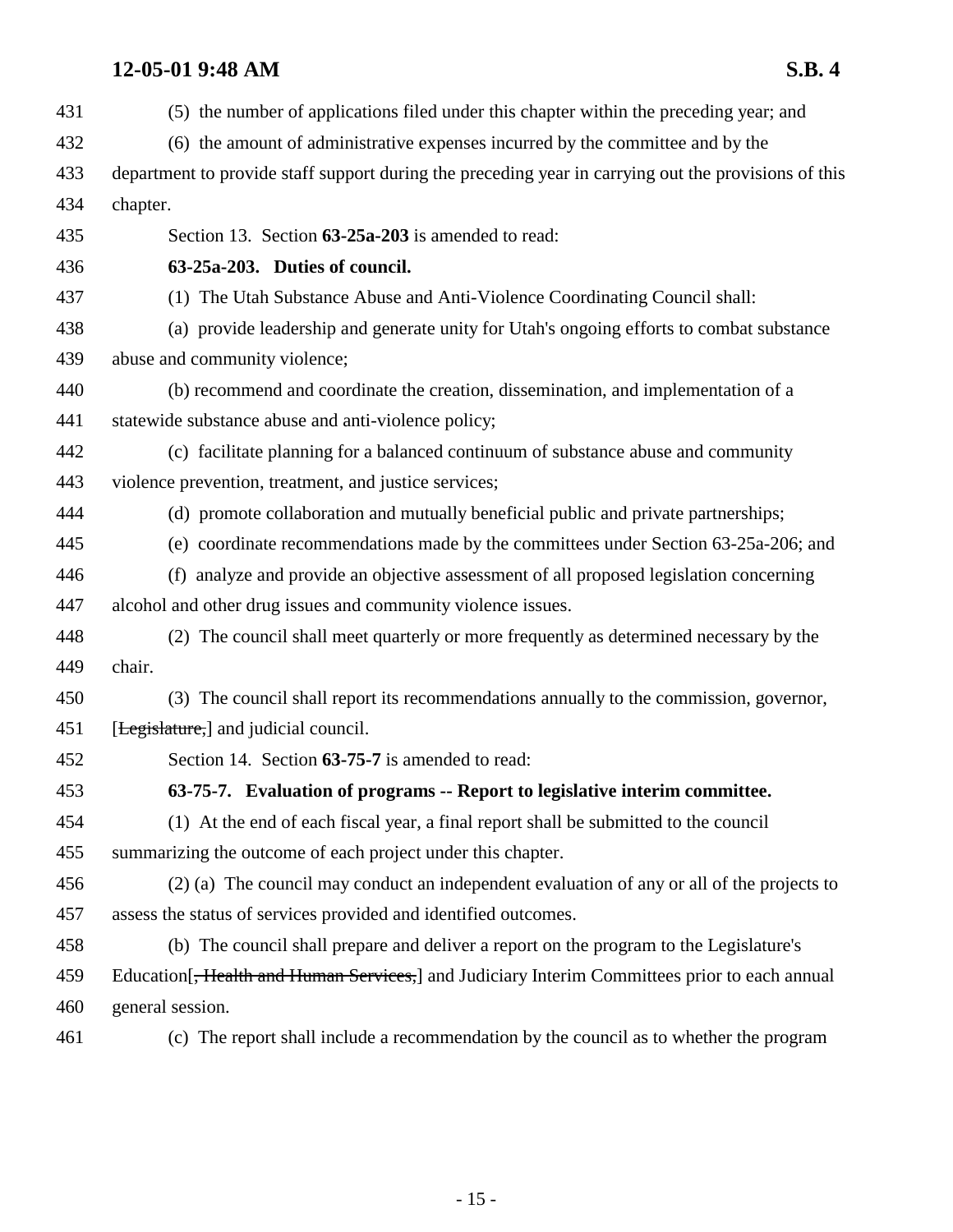431 (5) the number of applications filed under this chapter within the preceding year; and

432 (6) the amount of administrative expenses incurred by the committee and by the

433 department to provide staff support during the preceding year in carrying out the provisions of this

434 chapter.

435 Section 13. Section **63-25a-203** is amended to read:

436 **63-25a-203. Duties of council.**

437 (1) The Utah Substance Abuse and Anti-Violence Coordinating Council shall:

438 (a) provide leadership and generate unity for Utah's ongoing efforts to combat substance

439 abuse and community violence;

440 (b) recommend and coordinate the creation, dissemination, and implementation of a

441 statewide substance abuse and anti-violence policy;

442 (c) facilitate planning for a balanced continuum of substance abuse and community

443 violence prevention, treatment, and justice services;

444 (d) promote collaboration and mutually beneficial public and private partnerships;

445 (e) coordinate recommendations made by the committees under Section 63-25a-206; and

446 (f) analyze and provide an objective assessment of all proposed legislation concerning

447 alcohol and other drug issues and community violence issues.

448 (2) The council shall meet quarterly or more frequently as determined necessary by the

449 chair.

450 (3) The council shall report its recommendations annually to the commission, governor,

451 [~~Legislature,~~] and judicial council.

452 Section 14. Section **63-75-7** is amended to read:

453 **63-75-7. Evaluation of programs -- Report to legislative interim committee.**

454 (1) At the end of each fiscal year, a final report shall be submitted to the council

455 summarizing the outcome of each project under this chapter.

456 (2) (a) The council may conduct an independent evaluation of any or all of the projects to

457 assess the status of services provided and identified outcomes.

458 (b) The council shall prepare and deliver a report on the program to the Legislature's

459 Education[~~, Health and Human Services,~~] and Judiciary Interim Committees prior to each annual

460 general session.

461 (c) The report shall include a recommendation by the council as to whether the program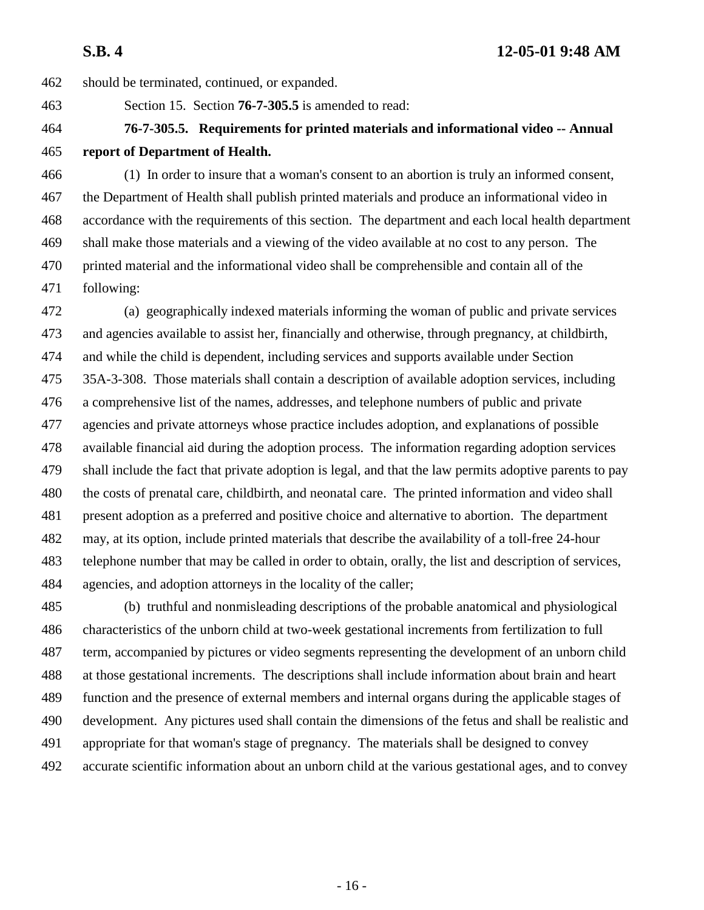should be terminated, continued, or expanded.

Section 15. Section **76-7-305.5** is amended to read:

**76-7-305.5. Requirements for printed materials and informational video -- Annual report of Department of Health.**

(1) In order to insure that a woman's consent to an abortion is truly an informed consent, the Department of Health shall publish printed materials and produce an informational video in accordance with the requirements of this section. The department and each local health department shall make those materials and a viewing of the video available at no cost to any person. The printed material and the informational video shall be comprehensible and contain all of the following:

(a) geographically indexed materials informing the woman of public and private services and agencies available to assist her, financially and otherwise, through pregnancy, at childbirth, and while the child is dependent, including services and supports available under Section 35A-3-308. Those materials shall contain a description of available adoption services, including a comprehensive list of the names, addresses, and telephone numbers of public and private agencies and private attorneys whose practice includes adoption, and explanations of possible available financial aid during the adoption process. The information regarding adoption services shall include the fact that private adoption is legal, and that the law permits adoptive parents to pay the costs of prenatal care, childbirth, and neonatal care. The printed information and video shall present adoption as a preferred and positive choice and alternative to abortion. The department may, at its option, include printed materials that describe the availability of a toll-free 24-hour telephone number that may be called in order to obtain, orally, the list and description of services, agencies, and adoption attorneys in the locality of the caller;

(b) truthful and nonmisleading descriptions of the probable anatomical and physiological characteristics of the unborn child at two-week gestational increments from fertilization to full term, accompanied by pictures or video segments representing the development of an unborn child at those gestational increments. The descriptions shall include information about brain and heart function and the presence of external members and internal organs during the applicable stages of development. Any pictures used shall contain the dimensions of the fetus and shall be realistic and appropriate for that woman's stage of pregnancy. The materials shall be designed to convey accurate scientific information about an unborn child at the various gestational ages, and to convey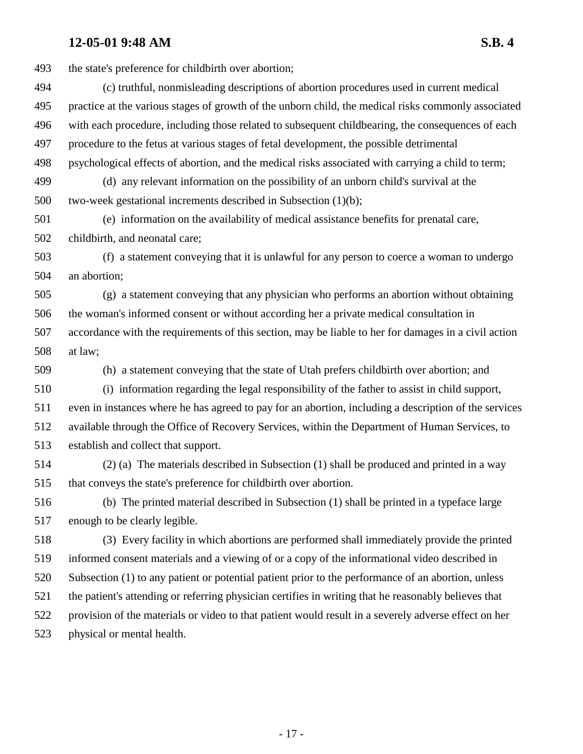the state's preference for childbirth over abortion;

(c) truthful, nonmisleading descriptions of abortion procedures used in current medical practice at the various stages of growth of the unborn child, the medical risks commonly associated with each procedure, including those related to subsequent childbearing, the consequences of each procedure to the fetus at various stages of fetal development, the possible detrimental psychological effects of abortion, and the medical risks associated with carrying a child to term;

(d) any relevant information on the possibility of an unborn child's survival at the two-week gestational increments described in Subsection (1)(b);

(e) information on the availability of medical assistance benefits for prenatal care, childbirth, and neonatal care;

(f) a statement conveying that it is unlawful for any person to coerce a woman to undergo an abortion;

(g) a statement conveying that any physician who performs an abortion without obtaining the woman's informed consent or without according her a private medical consultation in accordance with the requirements of this section, may be liable to her for damages in a civil action at law;

(h) a statement conveying that the state of Utah prefers childbirth over abortion; and

(i) information regarding the legal responsibility of the father to assist in child support, even in instances where he has agreed to pay for an abortion, including a description of the services available through the Office of Recovery Services, within the Department of Human Services, to establish and collect that support.

(2) (a) The materials described in Subsection (1) shall be produced and printed in a way that conveys the state's preference for childbirth over abortion.

(b) The printed material described in Subsection (1) shall be printed in a typeface large enough to be clearly legible.

(3) Every facility in which abortions are performed shall immediately provide the printed informed consent materials and a viewing of or a copy of the informational video described in Subsection (1) to any patient or potential patient prior to the performance of an abortion, unless the patient's attending or referring physician certifies in writing that he reasonably believes that provision of the materials or video to that patient would result in a severely adverse effect on her physical or mental health.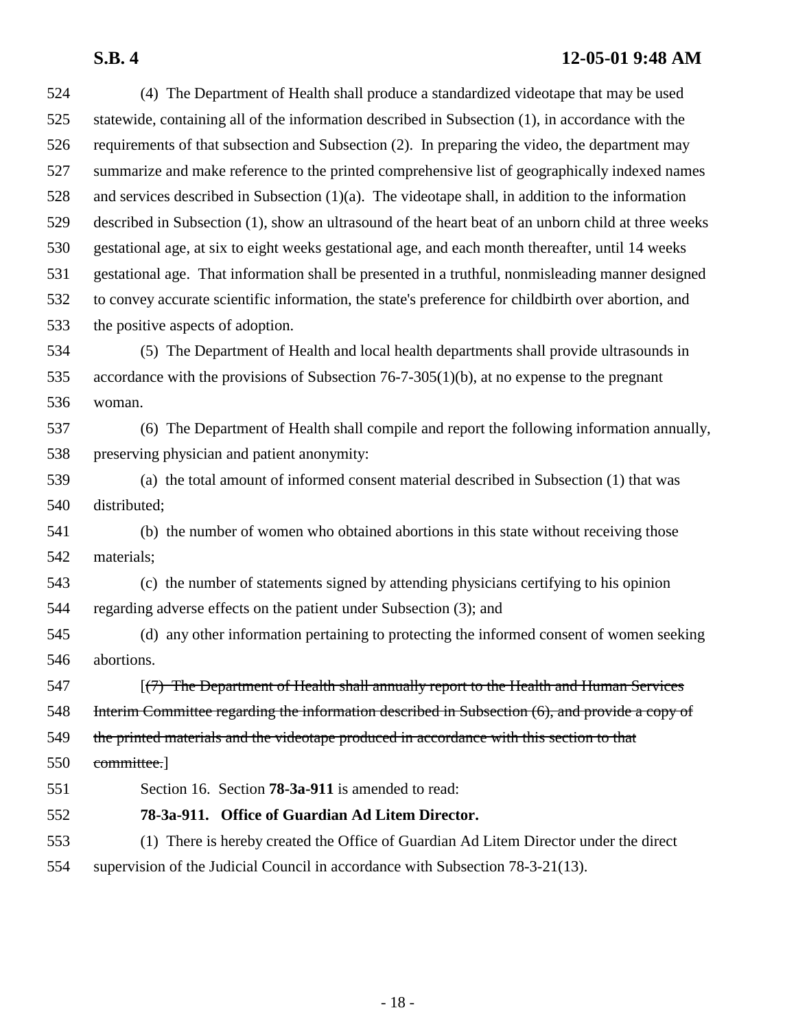(4) The Department of Health shall produce a standardized videotape that may be used statewide, containing all of the information described in Subsection (1), in accordance with the requirements of that subsection and Subsection (2). In preparing the video, the department may summarize and make reference to the printed comprehensive list of geographically indexed names and services described in Subsection (1)(a). The videotape shall, in addition to the information described in Subsection (1), show an ultrasound of the heart beat of an unborn child at three weeks gestational age, at six to eight weeks gestational age, and each month thereafter, until 14 weeks gestational age. That information shall be presented in a truthful, nonmisleading manner designed to convey accurate scientific information, the state's preference for childbirth over abortion, and the positive aspects of adoption.

(5) The Department of Health and local health departments shall provide ultrasounds in accordance with the provisions of Subsection 76-7-305(1)(b), at no expense to the pregnant woman.

(6) The Department of Health shall compile and report the following information annually, preserving physician and patient anonymity:

(a) the total amount of informed consent material described in Subsection (1) that was distributed;

(b) the number of women who obtained abortions in this state without receiving those materials;

(c) the number of statements signed by attending physicians certifying to his opinion regarding adverse effects on the patient under Subsection (3); and

(d) any other information pertaining to protecting the informed consent of women seeking abortions.

[~~(7) The Department of Health shall annually report to the Health and Human Services Interim Committee regarding the information described in Subsection (6), and provide a copy of the printed materials and the videotape produced in accordance with this section to that committee.~~]

Section 16. Section **78-3a-911** is amended to read:

**78-3a-911. Office of Guardian Ad Litem Director.**

(1) There is hereby created the Office of Guardian Ad Litem Director under the direct supervision of the Judicial Council in accordance with Subsection 78-3-21(13).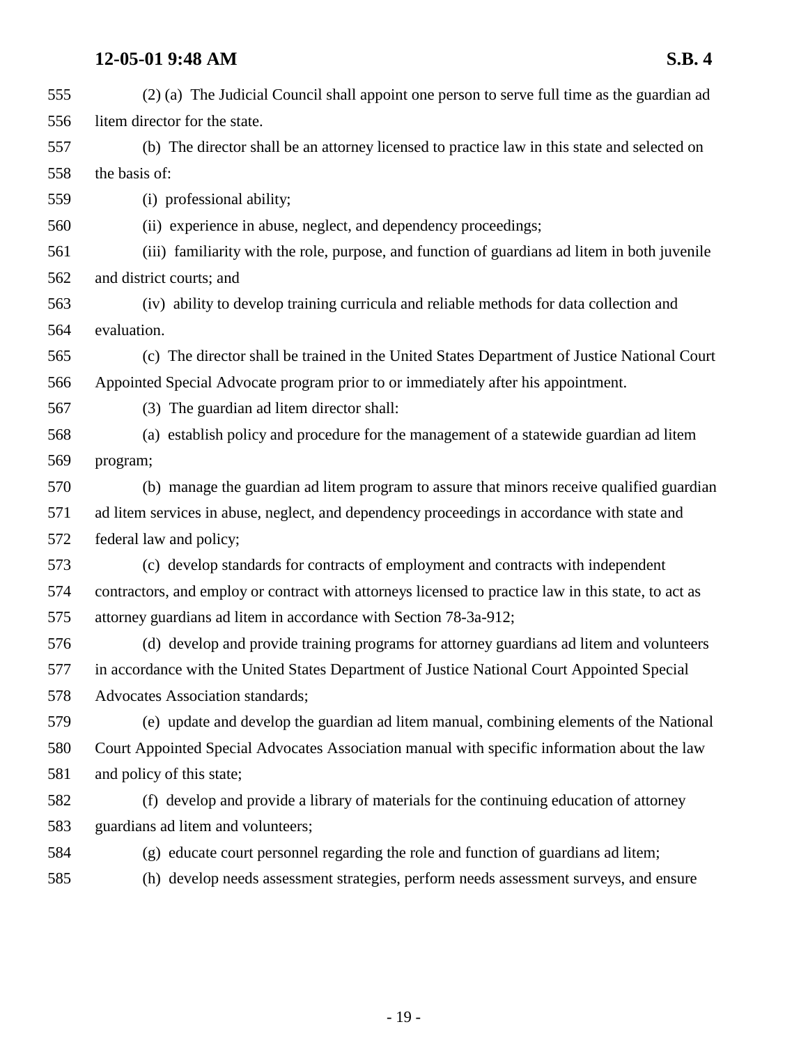(2) (a) The Judicial Council shall appoint one person to serve full time as the guardian ad litem director for the state.

(b) The director shall be an attorney licensed to practice law in this state and selected on the basis of:

(i) professional ability;

(ii) experience in abuse, neglect, and dependency proceedings;

(iii) familiarity with the role, purpose, and function of guardians ad litem in both juvenile and district courts; and

(iv) ability to develop training curricula and reliable methods for data collection and evaluation.

(c) The director shall be trained in the United States Department of Justice National Court Appointed Special Advocate program prior to or immediately after his appointment.

(3) The guardian ad litem director shall:

(a) establish policy and procedure for the management of a statewide guardian ad litem program;

(b) manage the guardian ad litem program to assure that minors receive qualified guardian ad litem services in abuse, neglect, and dependency proceedings in accordance with state and federal law and policy;

(c) develop standards for contracts of employment and contracts with independent contractors, and employ or contract with attorneys licensed to practice law in this state, to act as attorney guardians ad litem in accordance with Section 78-3a-912;

(d) develop and provide training programs for attorney guardians ad litem and volunteers in accordance with the United States Department of Justice National Court Appointed Special Advocates Association standards;

(e) update and develop the guardian ad litem manual, combining elements of the National Court Appointed Special Advocates Association manual with specific information about the law and policy of this state;

(f) develop and provide a library of materials for the continuing education of attorney guardians ad litem and volunteers;

(g) educate court personnel regarding the role and function of guardians ad litem;

(h) develop needs assessment strategies, perform needs assessment surveys, and ensure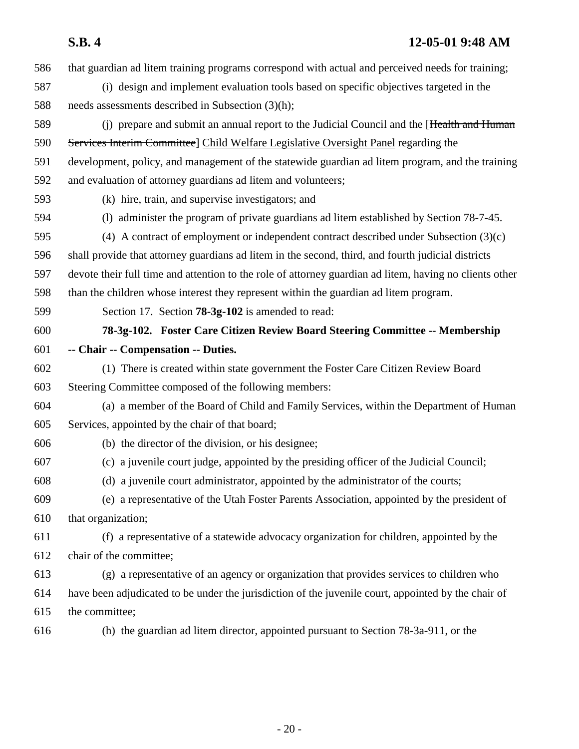586 that guardian ad litem training programs correspond with actual and perceived needs for training;

587 (i) design and implement evaluation tools based on specific objectives targeted in the

588 needs assessments described in Subsection (3)(h);

589 (j) prepare and submit an annual report to the Judicial Council and the [~~Health and Human~~

590 ~~Services Interim Committee~~] Child Welfare Legislative Oversight Panel regarding the

591 development, policy, and management of the statewide guardian ad litem program, and the training

592 and evaluation of attorney guardians ad litem and volunteers;

593 (k) hire, train, and supervise investigators; and

594 (l) administer the program of private guardians ad litem established by Section 78-7-45.

595 (4) A contract of employment or independent contract described under Subsection (3)(c)

596 shall provide that attorney guardians ad litem in the second, third, and fourth judicial districts

597 devote their full time and attention to the role of attorney guardian ad litem, having no clients other

598 than the children whose interest they represent within the guardian ad litem program.

599 Section 17. Section **78-3g-102** is amended to read:

600 **78-3g-102. Foster Care Citizen Review Board Steering Committee -- Membership**

601 **-- Chair -- Compensation -- Duties.**

602 (1) There is created within state government the Foster Care Citizen Review Board

603 Steering Committee composed of the following members:

604 (a) a member of the Board of Child and Family Services, within the Department of Human

605 Services, appointed by the chair of that board;

606 (b) the director of the division, or his designee;

607 (c) a juvenile court judge, appointed by the presiding officer of the Judicial Council;

608 (d) a juvenile court administrator, appointed by the administrator of the courts;

609 (e) a representative of the Utah Foster Parents Association, appointed by the president of

610 that organization;

611 (f) a representative of a statewide advocacy organization for children, appointed by the

612 chair of the committee;

613 (g) a representative of an agency or organization that provides services to children who

614 have been adjudicated to be under the jurisdiction of the juvenile court, appointed by the chair of

615 the committee;

616 (h) the guardian ad litem director, appointed pursuant to Section 78-3a-911, or the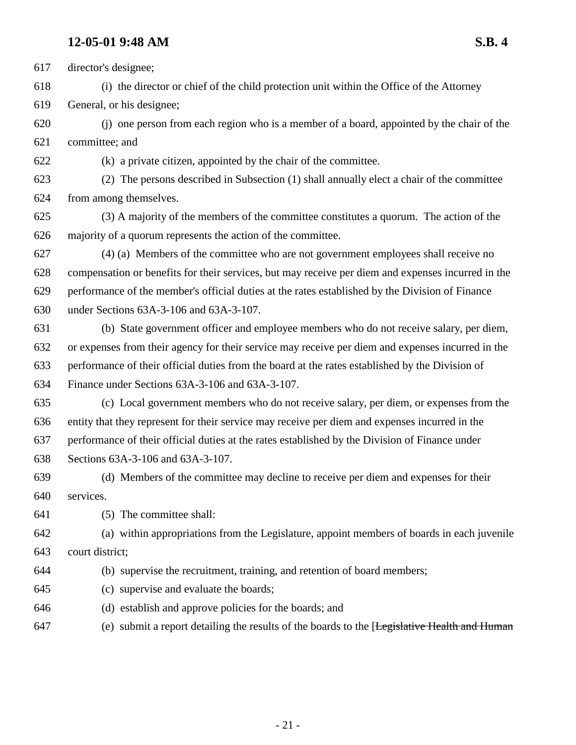director's designee;

(i) the director or chief of the child protection unit within the Office of the Attorney General, or his designee;

(j) one person from each region who is a member of a board, appointed by the chair of the committee; and

(k) a private citizen, appointed by the chair of the committee.

(2) The persons described in Subsection (1) shall annually elect a chair of the committee from among themselves.

(3) A majority of the members of the committee constitutes a quorum. The action of the majority of a quorum represents the action of the committee.

(4) (a) Members of the committee who are not government employees shall receive no compensation or benefits for their services, but may receive per diem and expenses incurred in the performance of the member's official duties at the rates established by the Division of Finance under Sections 63A-3-106 and 63A-3-107.

(b) State government officer and employee members who do not receive salary, per diem, or expenses from their agency for their service may receive per diem and expenses incurred in the performance of their official duties from the board at the rates established by the Division of Finance under Sections 63A-3-106 and 63A-3-107.

(c) Local government members who do not receive salary, per diem, or expenses from the entity that they represent for their service may receive per diem and expenses incurred in the performance of their official duties at the rates established by the Division of Finance under Sections 63A-3-106 and 63A-3-107.

(d) Members of the committee may decline to receive per diem and expenses for their services.

(5) The committee shall:

(a) within appropriations from the Legislature, appoint members of boards in each juvenile court district;

(b) supervise the recruitment, training, and retention of board members;

(c) supervise and evaluate the boards;

(d) establish and approve policies for the boards; and

(e) submit a report detailing the results of the boards to the [~~Legislative Health and Human~~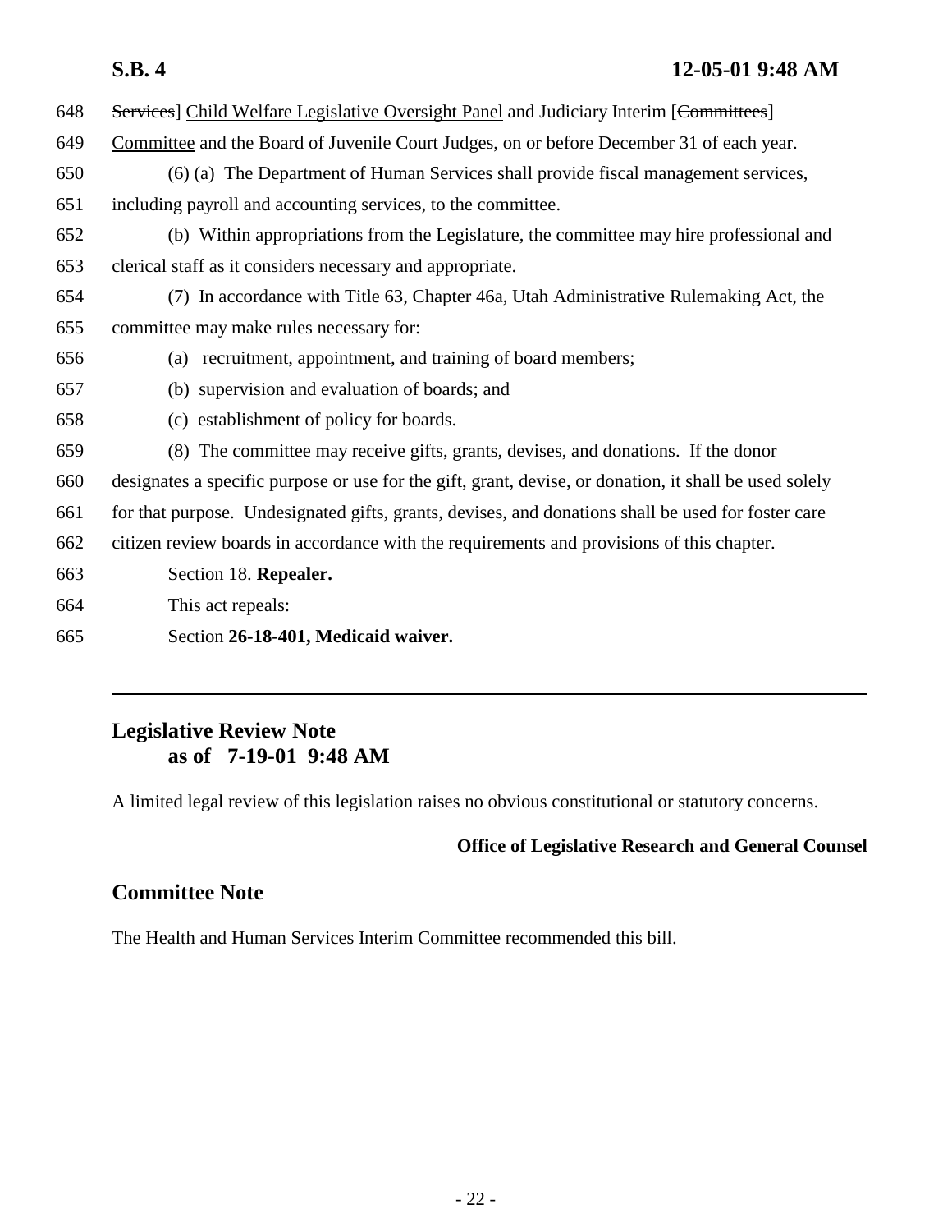648 [~~Services~~] Child Welfare Legislative Oversight Panel and Judiciary Interim [~~Committees~~]
649 Committee and the Board of Juvenile Court Judges, on or before December 31 of each year.

650 (6) (a) The Department of Human Services shall provide fiscal management services,
651 including payroll and accounting services, to the committee.

652 (b) Within appropriations from the Legislature, the committee may hire professional and
653 clerical staff as it considers necessary and appropriate.

654 (7) In accordance with Title 63, Chapter 46a, Utah Administrative Rulemaking Act, the
655 committee may make rules necessary for:

656 (a) recruitment, appointment, and training of board members;

657 (b) supervision and evaluation of boards; and

658 (c) establishment of policy for boards.

659 (8) The committee may receive gifts, grants, devises, and donations. If the donor
660 designates a specific purpose or use for the gift, grant, devise, or donation, it shall be used solely
661 for that purpose. Undesignated gifts, grants, devises, and donations shall be used for foster care
662 citizen review boards in accordance with the requirements and provisions of this chapter.

663 Section 18. **Repealer.**

664 This act repeals:

665 Section **26-18-401, Medicaid waiver.**

---

## Legislative Review Note
### as of 7-19-01 9:48 AM

A limited legal review of this legislation raises no obvious constitutional or statutory concerns.

**Office of Legislative Research and General Counsel**

## Committee Note

The Health and Human Services Interim Committee recommended this bill.